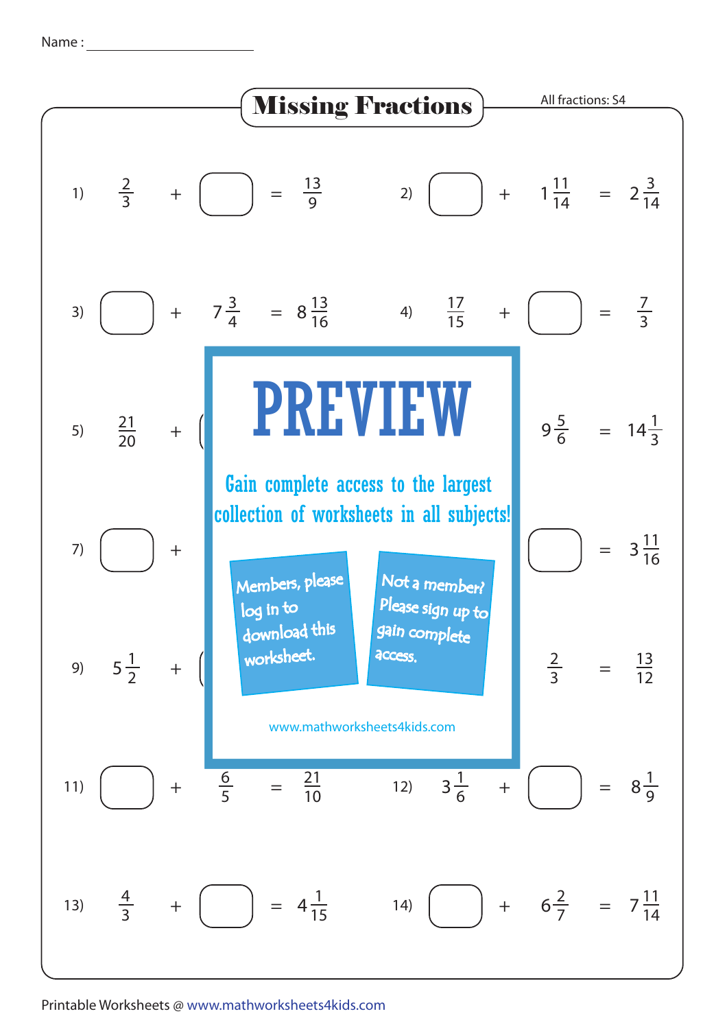Name : ____________________

# Missing Fractions

All fractions: S4

1) $\frac{2}{3}$ + ☐ = $\frac{13}{9}$

2) ☐ + $1\frac{11}{14}$ = $2\frac{3}{14}$

3) ☐ + $7\frac{3}{4}$ = $8\frac{13}{16}$

4) $\frac{17}{15}$ + ☐ = $\frac{7}{3}$

5) $\frac{21}{20}$ + ☐

6) $9\frac{5}{6}$ = $14\frac{1}{3}$

7) ☐ +

8) ☐ = $3\frac{11}{16}$

9) $5\frac{1}{2}$ + ☐

10) $\frac{2}{3}$ = $\frac{13}{12}$

11) ☐ + $\frac{6}{5}$ = $\frac{21}{10}$

12) $3\frac{1}{6}$ + ☐ = $8\frac{1}{9}$

13) $\frac{4}{3}$ + ☐ = $4\frac{1}{15}$

14) ☐ + $6\frac{2}{7}$ = $7\frac{11}{14}$

PREVIEW

Gain complete access to the largest collection of worksheets in all subjects!

Members, please log in to download this worksheet.

Not a member? Please sign up to gain complete access.

www.mathworksheets4kids.com

Printable Worksheets @ www.mathworksheets4kids.com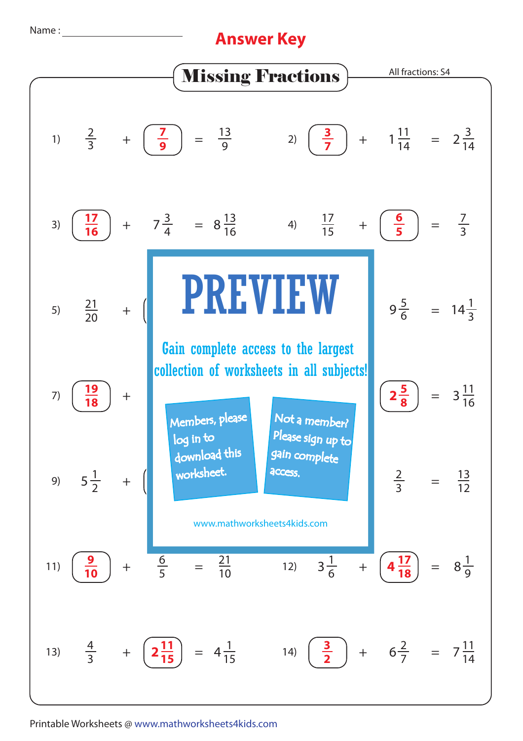Name : ________________________

# Answer Key

## Missing Fractions

All fractions: S4

1) $\frac{2}{3} + \boxed{\frac{7}{9}} = \frac{13}{9}$

2) $\boxed{\frac{3}{7}} + 1\frac{11}{14} = 2\frac{3}{14}$

3) $\boxed{\frac{17}{16}} + 7\frac{3}{4} = 8\frac{13}{16}$

4) $\frac{17}{15} + \boxed{\frac{6}{5}} = \frac{7}{3}$

5) $\frac{21}{20} + \ldots$

6) $\ldots 9\frac{5}{6} = 14\frac{1}{3}$

7) $\boxed{\frac{19}{18}} + \ldots$

8) $\ldots \boxed{2\frac{5}{8}} = 3\frac{11}{16}$

9) $5\frac{1}{2} + \ldots$

10) $\ldots \frac{2}{3} = \frac{13}{12}$

11) $\boxed{\frac{9}{10}} + \frac{6}{5} = \frac{21}{10}$

12) $3\frac{1}{6} + \boxed{4\frac{17}{18}} = 8\frac{1}{9}$

13) $\frac{4}{3} + \boxed{2\frac{11}{15}} = 4\frac{1}{15}$

14) $\boxed{\frac{3}{2}} + 6\frac{2}{7} = 7\frac{11}{14}$

PREVIEW

Gain complete access to the largest collection of worksheets in all subjects!

Members, please log in to download this worksheet.

Not a member? Please sign up to gain complete access.

www.mathworksheets4kids.com

Printable Worksheets @ www.mathworksheets4kids.com